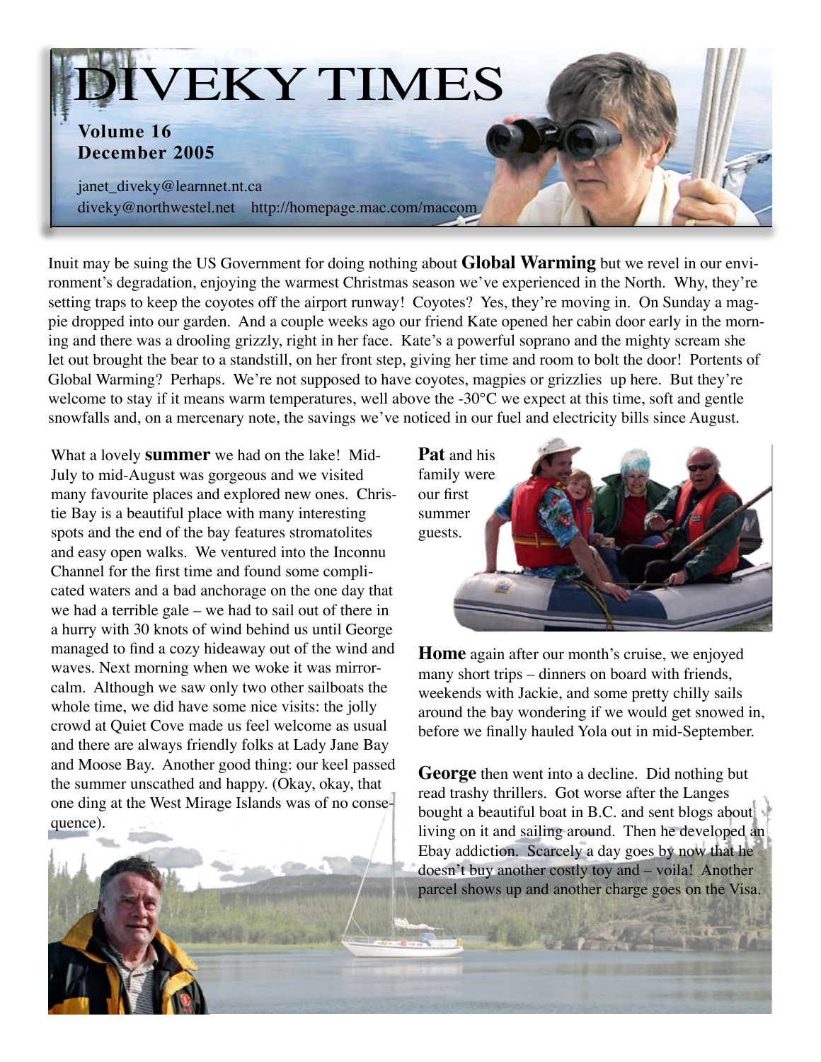# DIVEKY TIMES

**Volume 16**
**December 2005**

janet_diveky@learnnet.nt.ca
diveky@northwestel.net http://homepage.mac.com/maccom

Inuit may be suing the US Government for doing nothing about **Global Warming** but we revel in our environment's degradation, enjoying the warmest Christmas season we've experienced in the North. Why, they're setting traps to keep the coyotes off the airport runway! Coyotes? Yes, they're moving in. On Sunday a magpie dropped into our garden. And a couple weeks ago our friend Kate opened her cabin door early in the morning and there was a drooling grizzly, right in her face. Kate's a powerful soprano and the mighty scream she let out brought the bear to a standstill, on her front step, giving her time and room to bolt the door! Portents of Global Warming? Perhaps. We're not supposed to have coyotes, magpies or grizzlies up here. But they're welcome to stay if it means warm temperatures, well above the -30°C we expect at this time, soft and gentle snowfalls and, on a mercenary note, the savings we've noticed in our fuel and electricity bills since August.

What a lovely **summer** we had on the lake! Mid-July to mid-August was gorgeous and we visited many favourite places and explored new ones. Christie Bay is a beautiful place with many interesting spots and the end of the bay features stromatolites and easy open walks. We ventured into the Inconnu Channel for the first time and found some complicated waters and a bad anchorage on the one day that we had a terrible gale – we had to sail out of there in a hurry with 30 knots of wind behind us until George managed to find a cozy hideaway out of the wind and waves. Next morning when we woke it was mirror-calm. Although we saw only two other sailboats the whole time, we did have some nice visits: the jolly crowd at Quiet Cove made us feel welcome as usual and there are always friendly folks at Lady Jane Bay and Moose Bay. Another good thing: our keel passed the summer unscathed and happy. (Okay, okay, that one ding at the West Mirage Islands was of no consequence).

**Pat** and his family were our first summer guests.

**Home** again after our month's cruise, we enjoyed many short trips – dinners on board with friends, weekends with Jackie, and some pretty chilly sails around the bay wondering if we would get snowed in, before we finally hauled Yola out in mid-September.

**George** then went into a decline. Did nothing but read trashy thrillers. Got worse after the Langes bought a beautiful boat in B.C. and sent blogs about living on it and sailing around. Then he developed an Ebay addiction. Scarcely a day goes by now that he doesn't buy another costly toy and – voila! Another parcel shows up and another charge goes on the Visa.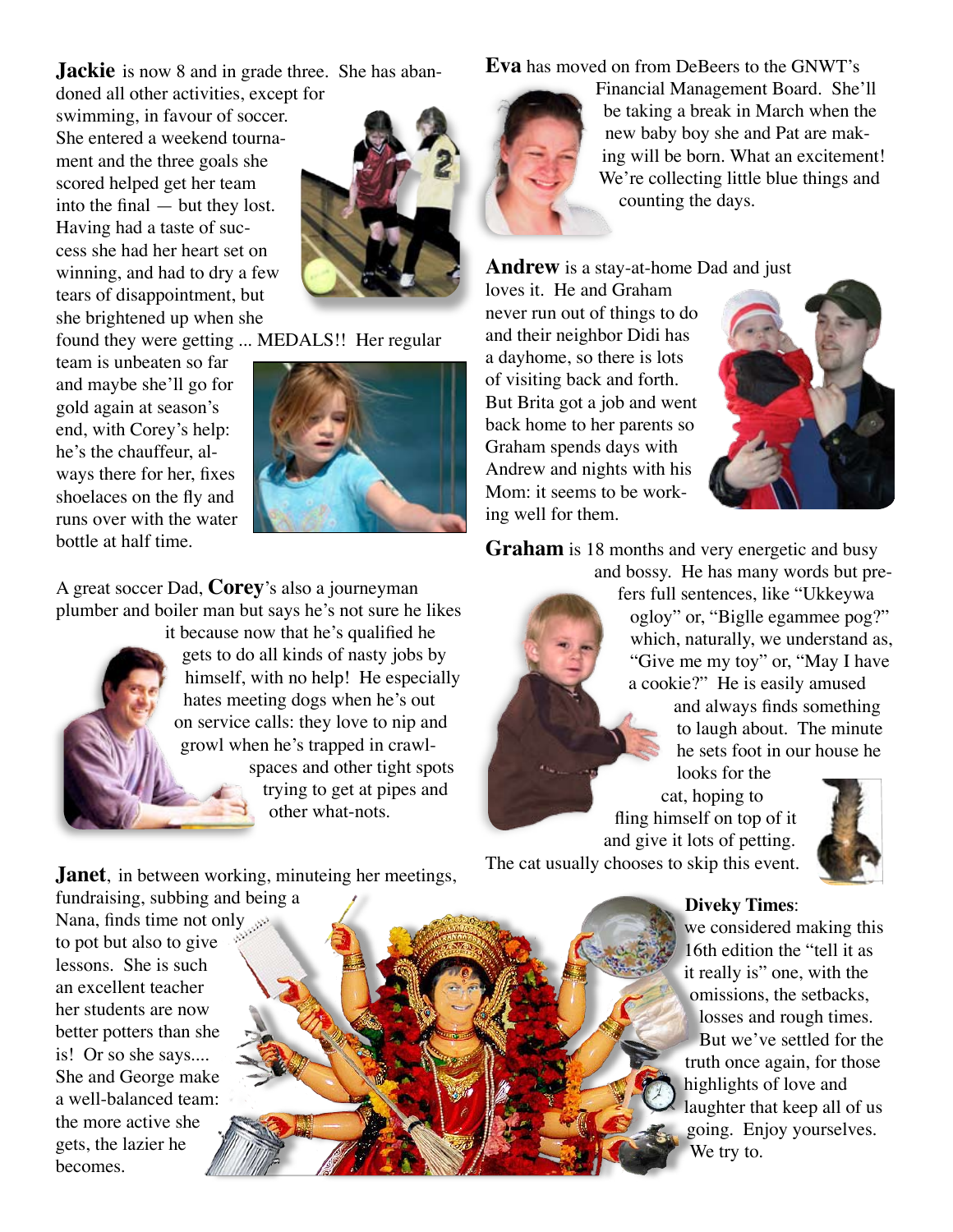**Jackie** is now 8 and in grade three. She has abandoned all other activities, except for swimming, in favour of soccer. She entered a weekend tournament and the three goals she scored helped get her team into the final — but they lost. Having had a taste of success she had her heart set on winning, and had to dry a few tears of disappointment, but she brightened up when she found they were getting ... MEDALS!! Her regular team is unbeaten so far and maybe she'll go for gold again at season's end, with Corey's help: he's the chauffeur, always there for her, fixes shoelaces on the fly and runs over with the water bottle at half time.

A great soccer Dad, **Corey**'s also a journeyman plumber and boiler man but says he's not sure he likes it because now that he's qualified he gets to do all kinds of nasty jobs by himself, with no help! He especially hates meeting dogs when he's out on service calls: they love to nip and growl when he's trapped in crawl-spaces and other tight spots trying to get at pipes and other what-nots.

**Janet**, in between working, minuteing her meetings, fundraising, subbing and being a Nana, finds time not only to pot but also to give lessons. She is such an excellent teacher her students are now better potters than she is! Or so she says.... She and George make a well-balanced team: the more active she gets, the lazier he becomes.

**Eva** has moved on from DeBeers to the GNWT's Financial Management Board. She'll be taking a break in March when the new baby boy she and Pat are making will be born. What an excitement! We're collecting little blue things and counting the days.

**Andrew** is a stay-at-home Dad and just loves it. He and Graham never run out of things to do and their neighbor Didi has a dayhome, so there is lots of visiting back and forth. But Brita got a job and went back home to her parents so Graham spends days with Andrew and nights with his Mom: it seems to be working well for them.

**Graham** is 18 months and very energetic and busy and bossy. He has many words but prefers full sentences, like "Ukkeywa ogloy" or, "Biglle egammee pog?" which, naturally, we understand as, "Give me my toy" or, "May I have a cookie?" He is easily amused and always finds something to laugh about. The minute he sets foot in our house he looks for the cat, hoping to fling himself on top of it and give it lots of petting. The cat usually chooses to skip this event.

**Diveky Times**: we considered making this 16th edition the "tell it as it really is" one, with the omissions, the setbacks, losses and rough times. But we've settled for the truth once again, for those highlights of love and laughter that keep all of us going. Enjoy yourselves. We try to.